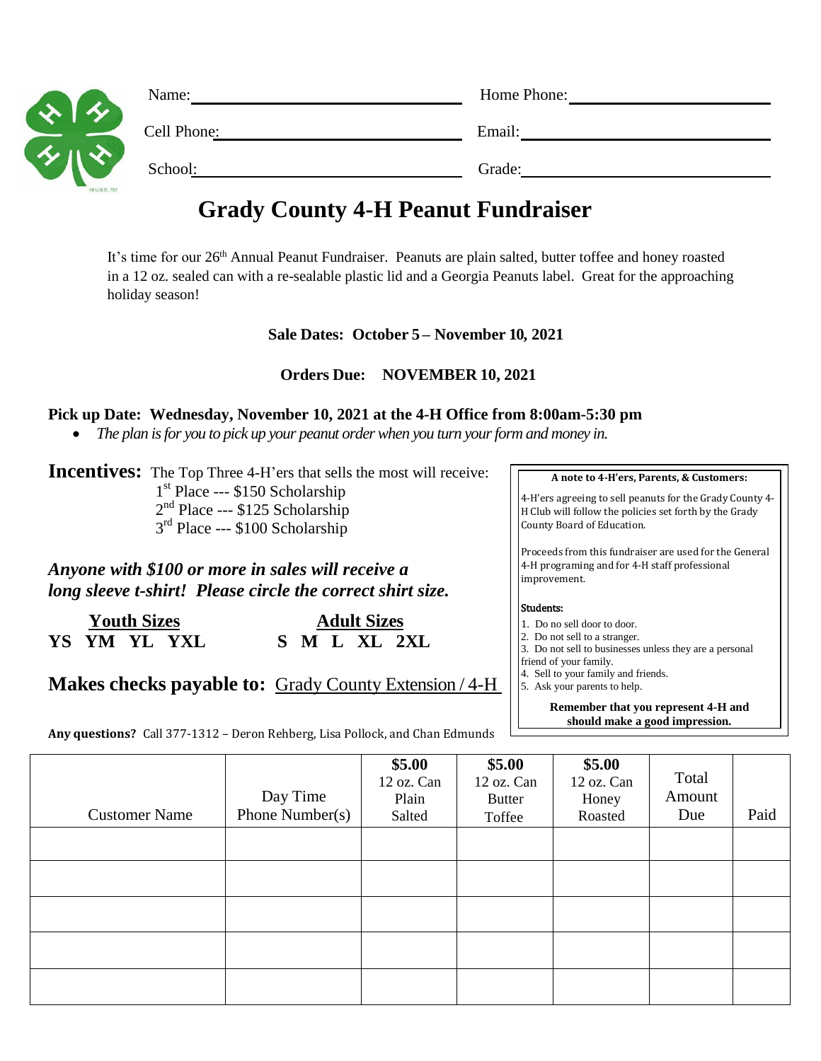Name: ______________________ Home Phone: ______________________

Cell Phone: ______________________ Email: ______________________

School: ______________________ Grade: ______________________

# Grady County 4-H Peanut Fundraiser

It's time for our 26th Annual Peanut Fundraiser. Peanuts are plain salted, butter toffee and honey roasted in a 12 oz. sealed can with a re-sealable plastic lid and a Georgia Peanuts label. Great for the approaching holiday season!

**Sale Dates: October 5 – November 10, 2021**

**Orders Due: NOVEMBER 10, 2021**

**Pick up Date: Wednesday, November 10, 2021 at the 4-H Office from 8:00am-5:30 pm**

- *The plan is for you to pick up your peanut order when you turn your form and money in.*

**Incentives:** The Top Three 4-H'ers that sells the most will receive:

1st Place --- $150 Scholarship
2nd Place --- $125 Scholarship
3rd Place --- $100 Scholarship

***Anyone with $100 or more in sales will receive a long sleeve t-shirt! Please circle the correct shirt size.***

**Youth Sizes**
**YS YM YL YXL**

**Adult Sizes**
**S M L XL 2XL**

**Makes checks payable to:** Grady County Extension / 4-H

**A note to 4-H'ers, Parents, & Customers:**

4-H'ers agreeing to sell peanuts for the Grady County 4-H Club will follow the policies set forth by the Grady County Board of Education.

Proceeds from this fundraiser are used for the General 4-H programing and for 4-H staff professional improvement.

**Students:**

1. Do no sell door to door.
2. Do not sell to a stranger.
3. Do not sell to businesses unless they are a personal friend of your family.
4. Sell to your family and friends.
5. Ask your parents to help.

**Remember that you represent 4-H and should make a good impression.**

**Any questions?** Call 377-1312 – Deron Rehberg, Lisa Pollock, and Chan Edmunds

| Customer Name | Day Time Phone Number(s) | **$5.00** 12 oz. Can Plain Salted | **$5.00** 12 oz. Can Butter Toffee | **$5.00** 12 oz. Can Honey Roasted | Total Amount Due | Paid |
|---|---|---|---|---|---|---|
| | | | | | | |
| | | | | | | |
| | | | | | | |
| | | | | | | |
| | | | | | | |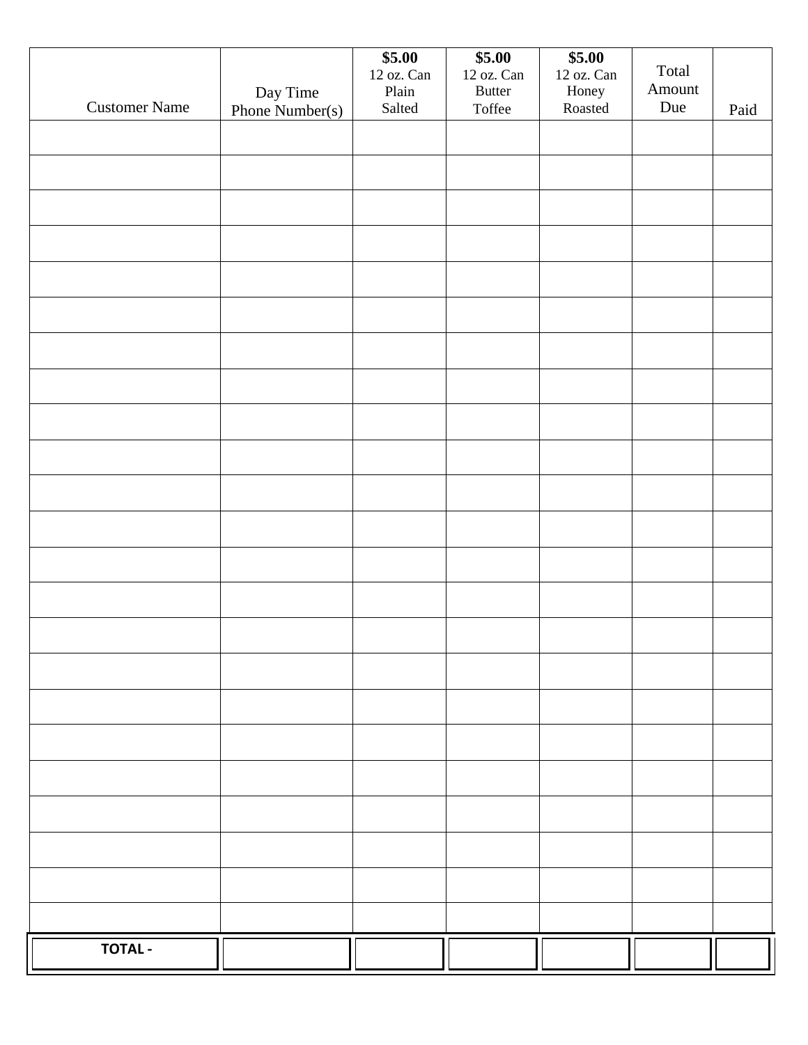| Customer Name | Day Time Phone Number(s) | **$5.00** 12 oz. Can Plain Salted | **$5.00** 12 oz. Can Butter Toffee | **$5.00** 12 oz. Can Honey Roasted | Total Amount Due | Paid |
|---|---|---|---|---|---|---|
| | | | | | | |
| | | | | | | |
| | | | | | | |
| | | | | | | |
| | | | | | | |
| | | | | | | |
| | | | | | | |
| | | | | | | |
| | | | | | | |
| | | | | | | |
| | | | | | | |
| | | | | | | |
| | | | | | | |
| | | | | | | |
| | | | | | | |
| | | | | | | |
| | | | | | | |
| | | | | | | |
| | | | | | | |
| | | | | | | |
| | | | | | | |
| | | | | | | |
| | | | | | | |
| **TOTAL -** | | | | | | |